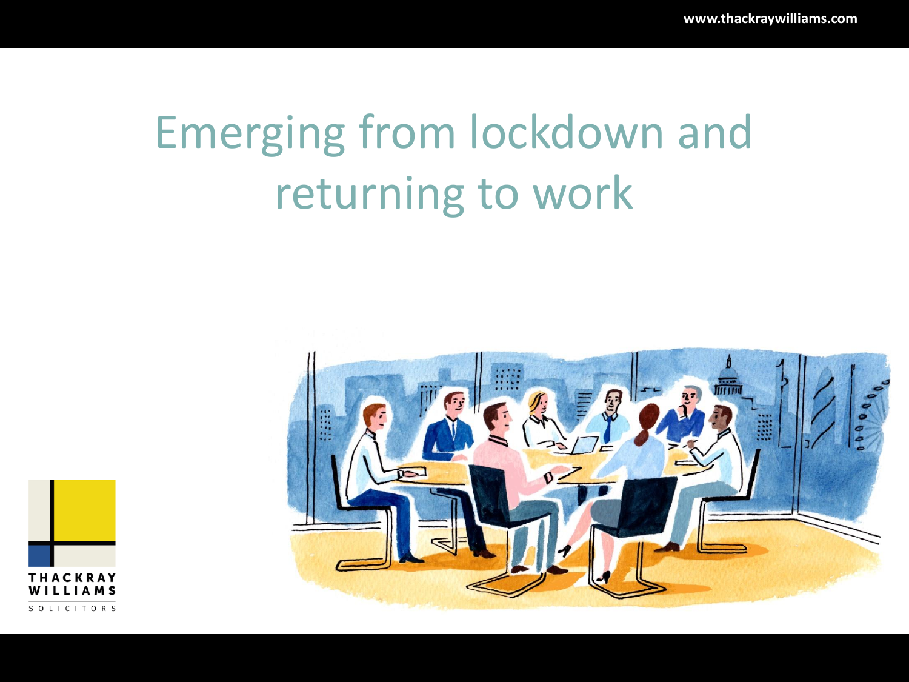# Emerging from lockdown and returning to work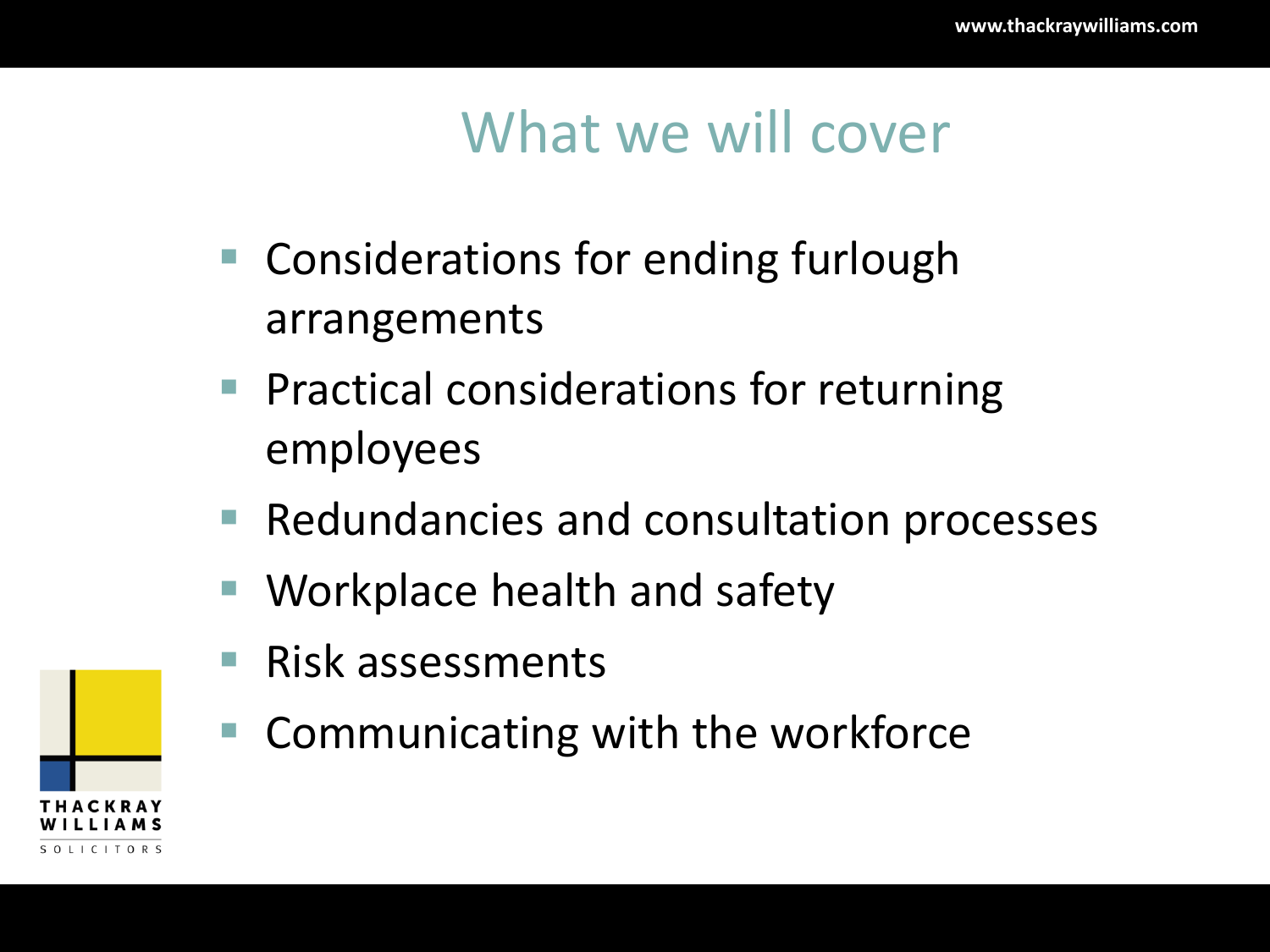# What we will cover

- Considerations for ending furlough arrangements
- Practical considerations for returning employees
- Redundancies and consultation processes
- Workplace health and safety
- Risk assessments
- Communicating with the workforce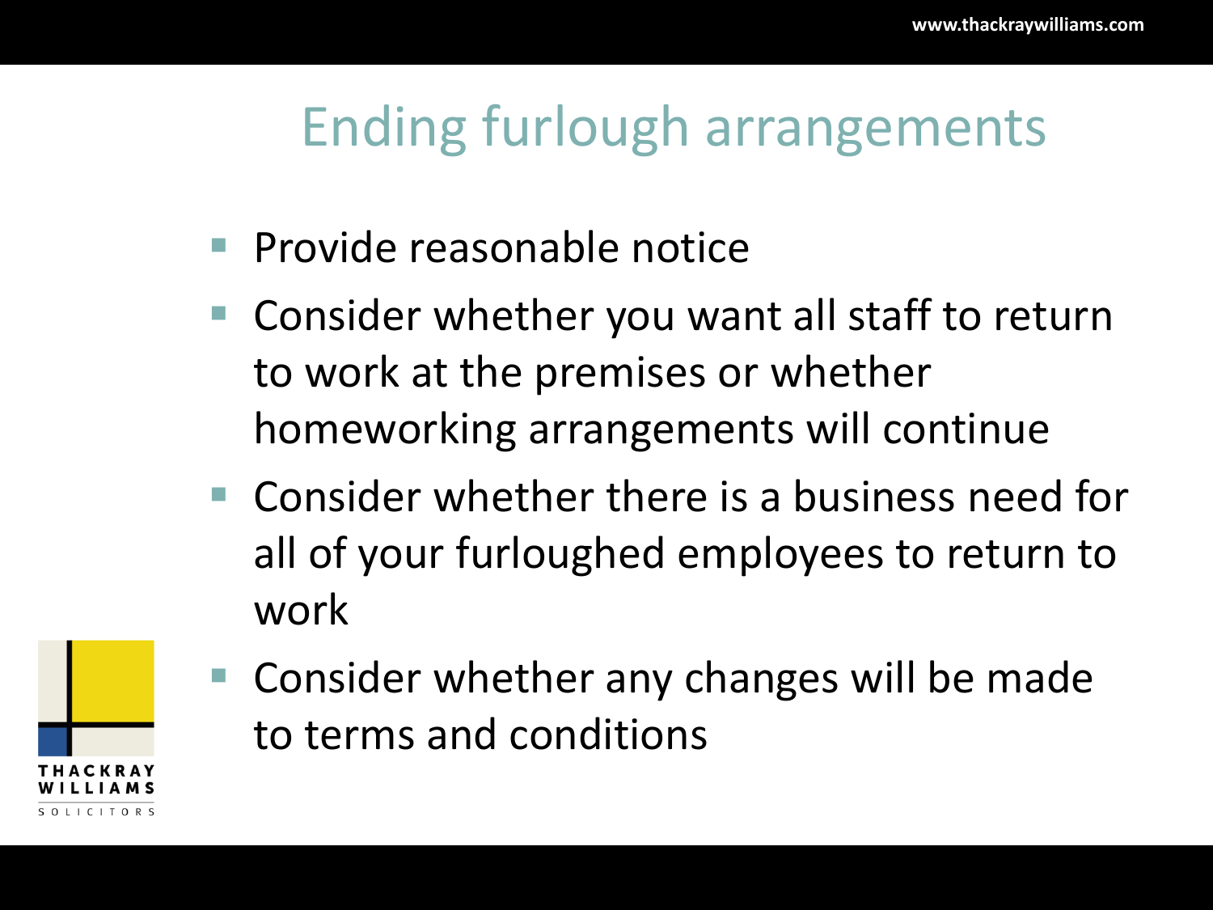# Ending furlough arrangements

- Provide reasonable notice
- Consider whether you want all staff to return to work at the premises or whether homeworking arrangements will continue
- Consider whether there is a business need for all of your furloughed employees to return to work
- Consider whether any changes will be made to terms and conditions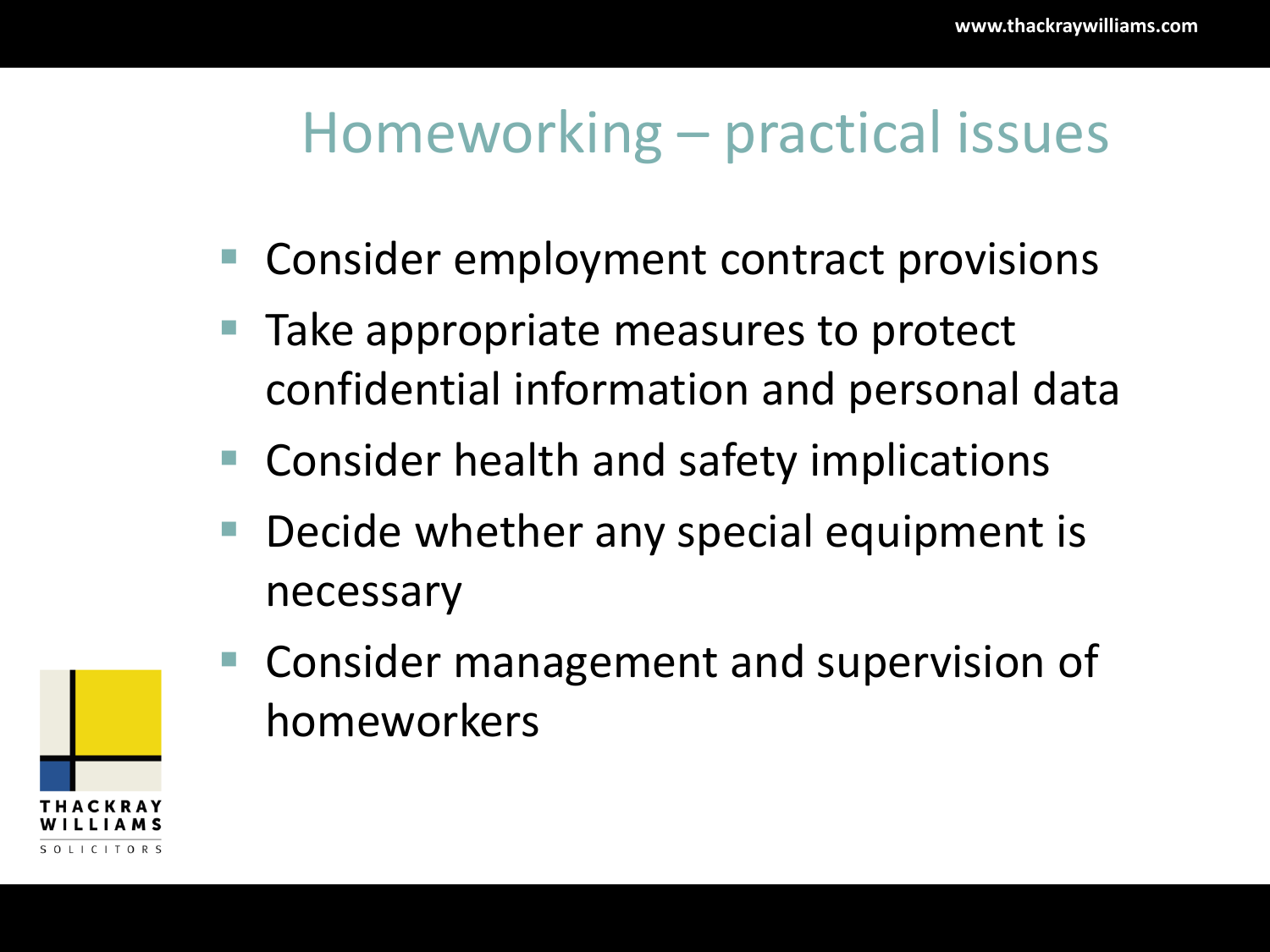# Homeworking – practical issues

- Consider employment contract provisions
- Take appropriate measures to protect confidential information and personal data
- Consider health and safety implications
- Decide whether any special equipment is necessary
- Consider management and supervision of homeworkers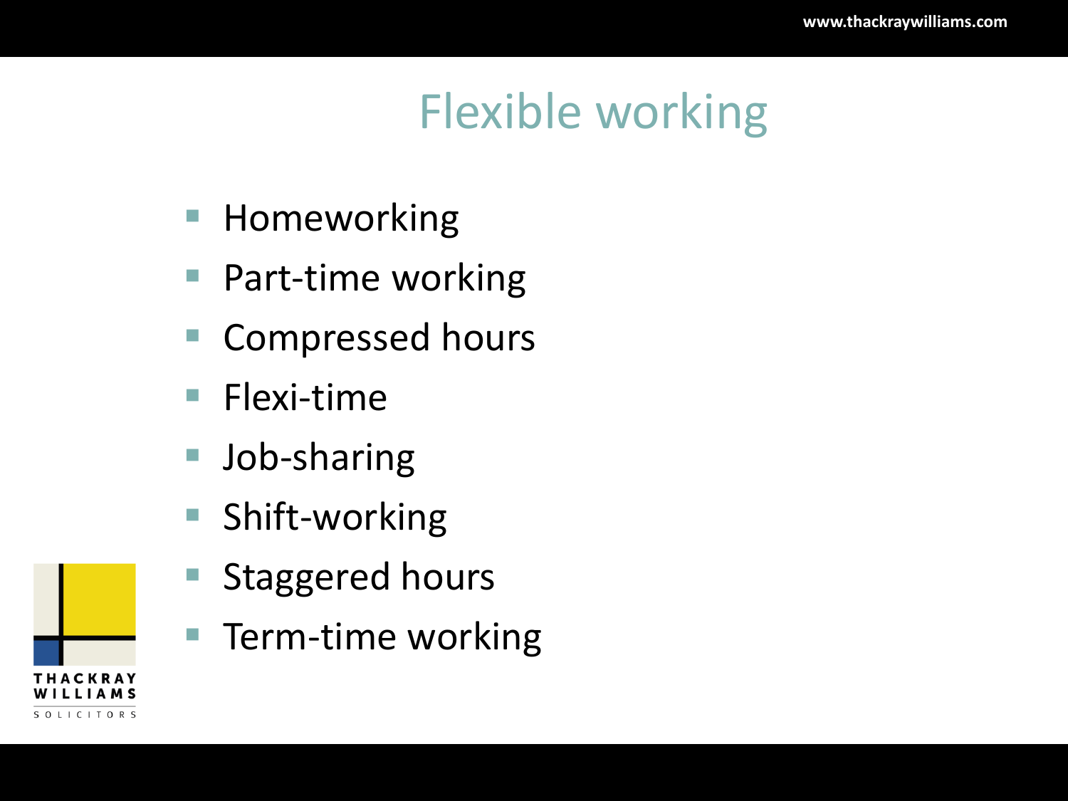# Flexible working

- Homeworking
- Part-time working
- Compressed hours
- Flexi-time
- Job-sharing
- Shift-working
- Staggered hours
- Term-time working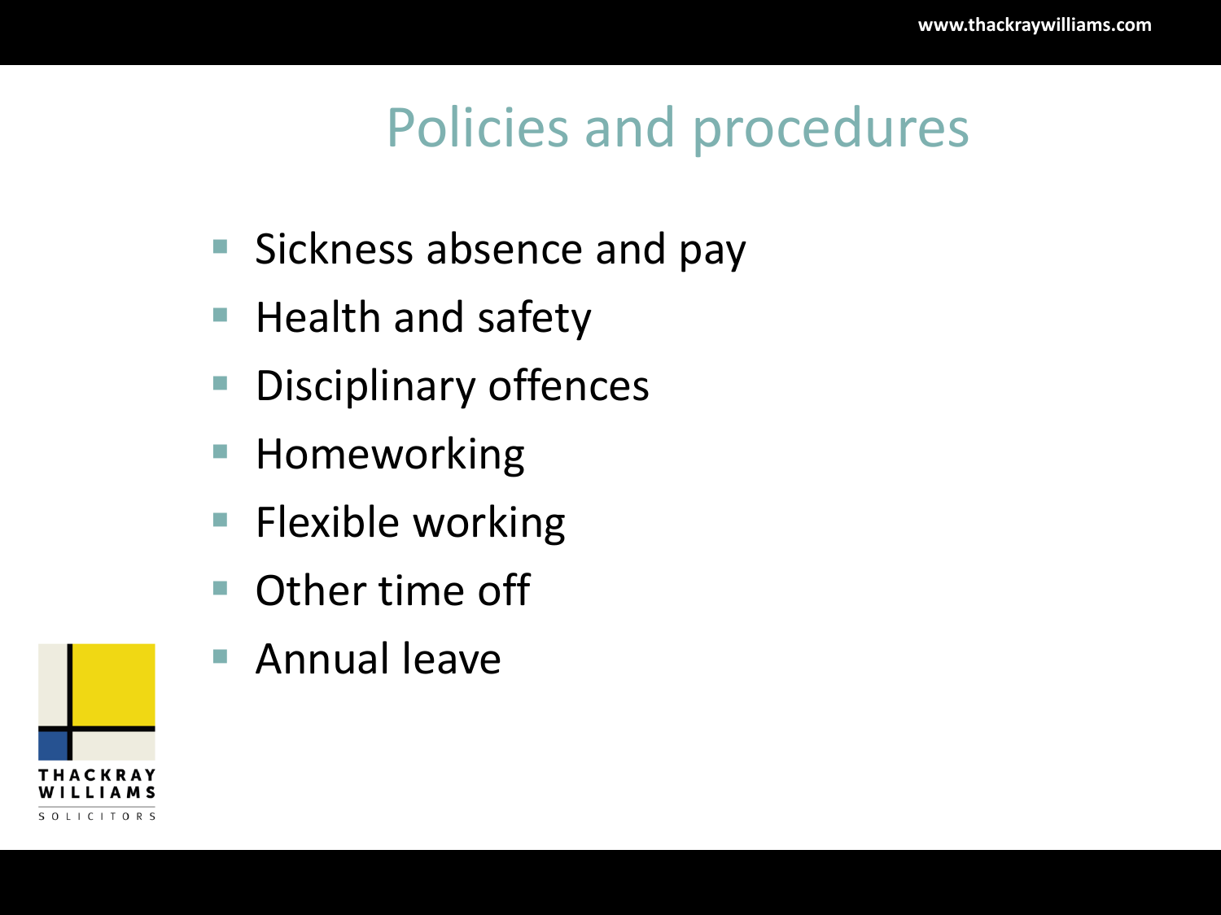# Policies and procedures

- Sickness absence and pay
- Health and safety
- Disciplinary offences
- Homeworking
- Flexible working
- Other time off
- Annual leave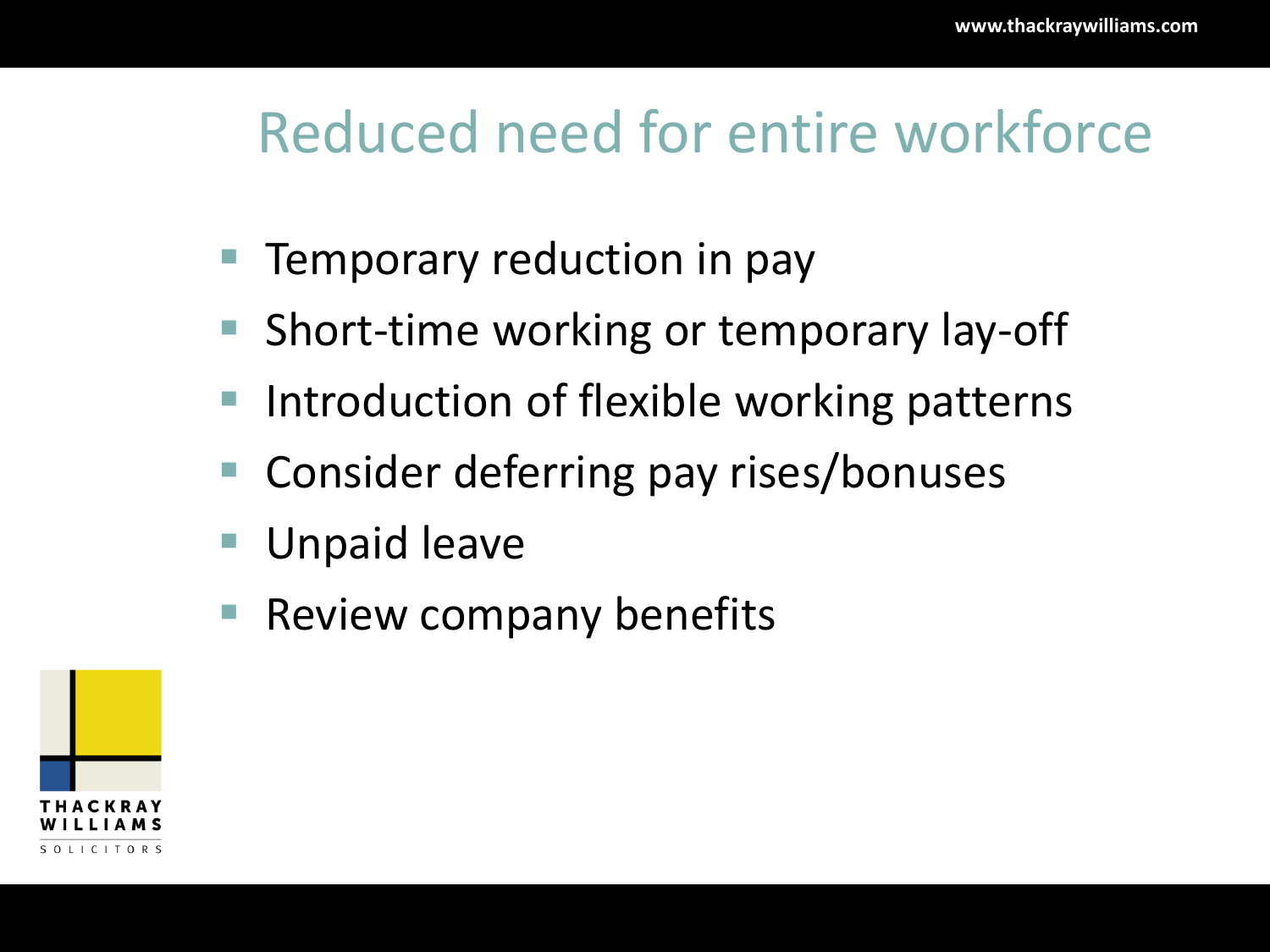# Reduced need for entire workforce

- Temporary reduction in pay
- Short-time working or temporary lay-off
- Introduction of flexible working patterns
- Consider deferring pay rises/bonuses
- Unpaid leave
- Review company benefits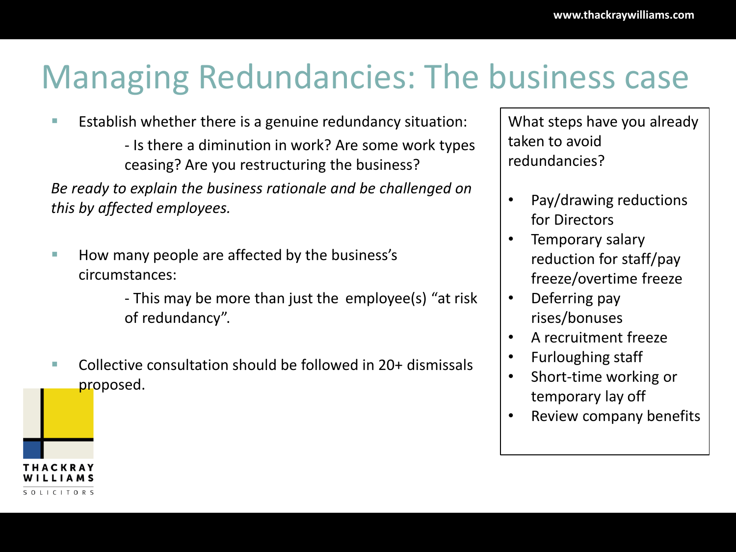# Managing Redundancies: The business case

- Establish whether there is a genuine redundancy situation:

  - Is there a diminution in work? Are some work types ceasing? Are you restructuring the business?

*Be ready to explain the business rationale and be challenged on this by affected employees.*

- How many people are affected by the business's circumstances:

  - This may be more than just the employee(s) "at risk of redundancy".

- Collective consultation should be followed in 20+ dismissals proposed.

What steps have you already taken to avoid redundancies?

- Pay/drawing reductions for Directors
- Temporary salary reduction for staff/pay freeze/overtime freeze
- Deferring pay rises/bonuses
- A recruitment freeze
- Furloughing staff
- Short-time working or temporary lay off
- Review company benefits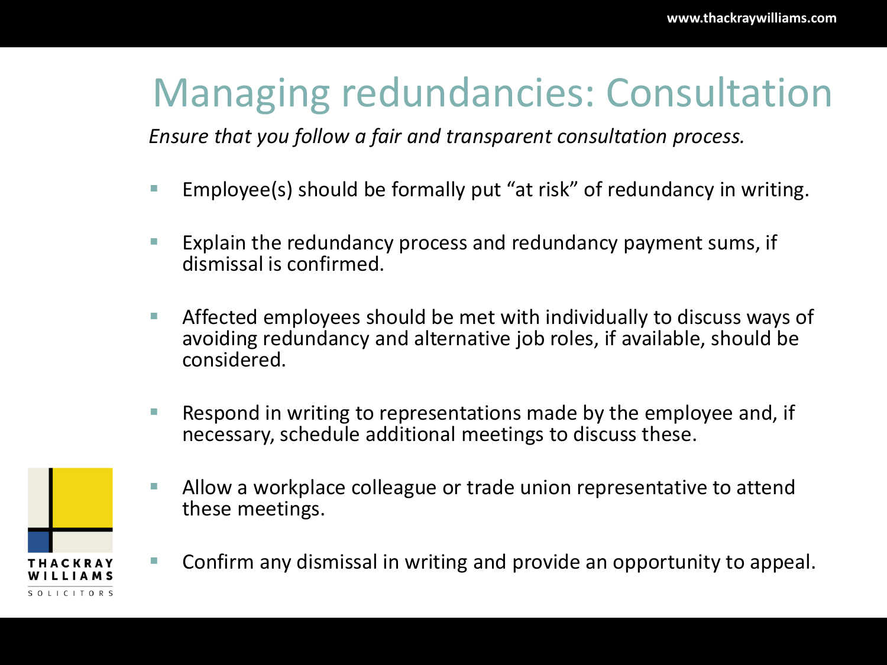# Managing redundancies: Consultation

*Ensure that you follow a fair and transparent consultation process.*

- Employee(s) should be formally put "at risk" of redundancy in writing.
- Explain the redundancy process and redundancy payment sums, if dismissal is confirmed.
- Affected employees should be met with individually to discuss ways of avoiding redundancy and alternative job roles, if available, should be considered.
- Respond in writing to representations made by the employee and, if necessary, schedule additional meetings to discuss these.
- Allow a workplace colleague or trade union representative to attend these meetings.
- Confirm any dismissal in writing and provide an opportunity to appeal.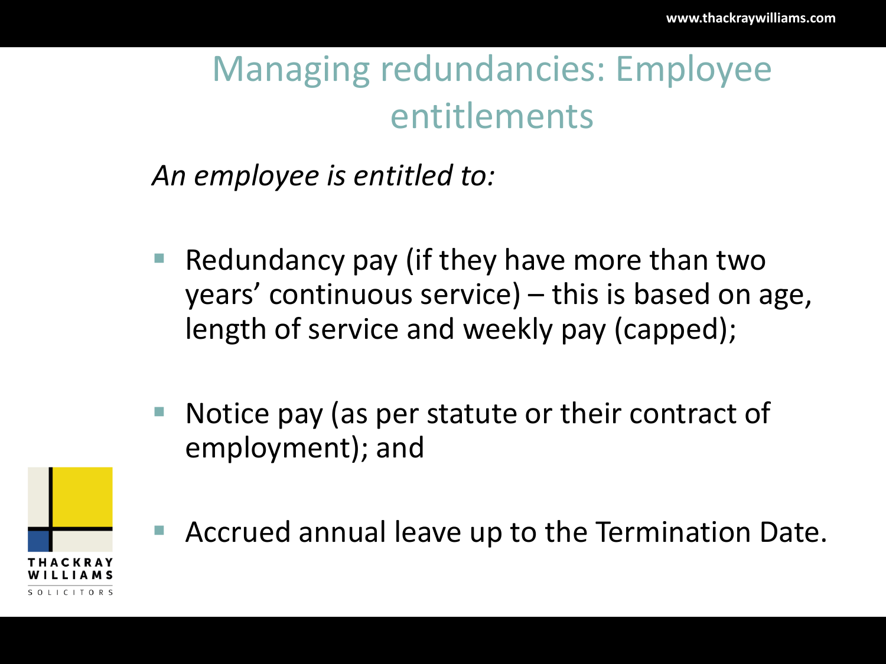# Managing redundancies: Employee entitlements

*An employee is entitled to:*

- Redundancy pay (if they have more than two years' continuous service) – this is based on age, length of service and weekly pay (capped);
- Notice pay (as per statute or their contract of employment); and
- Accrued annual leave up to the Termination Date.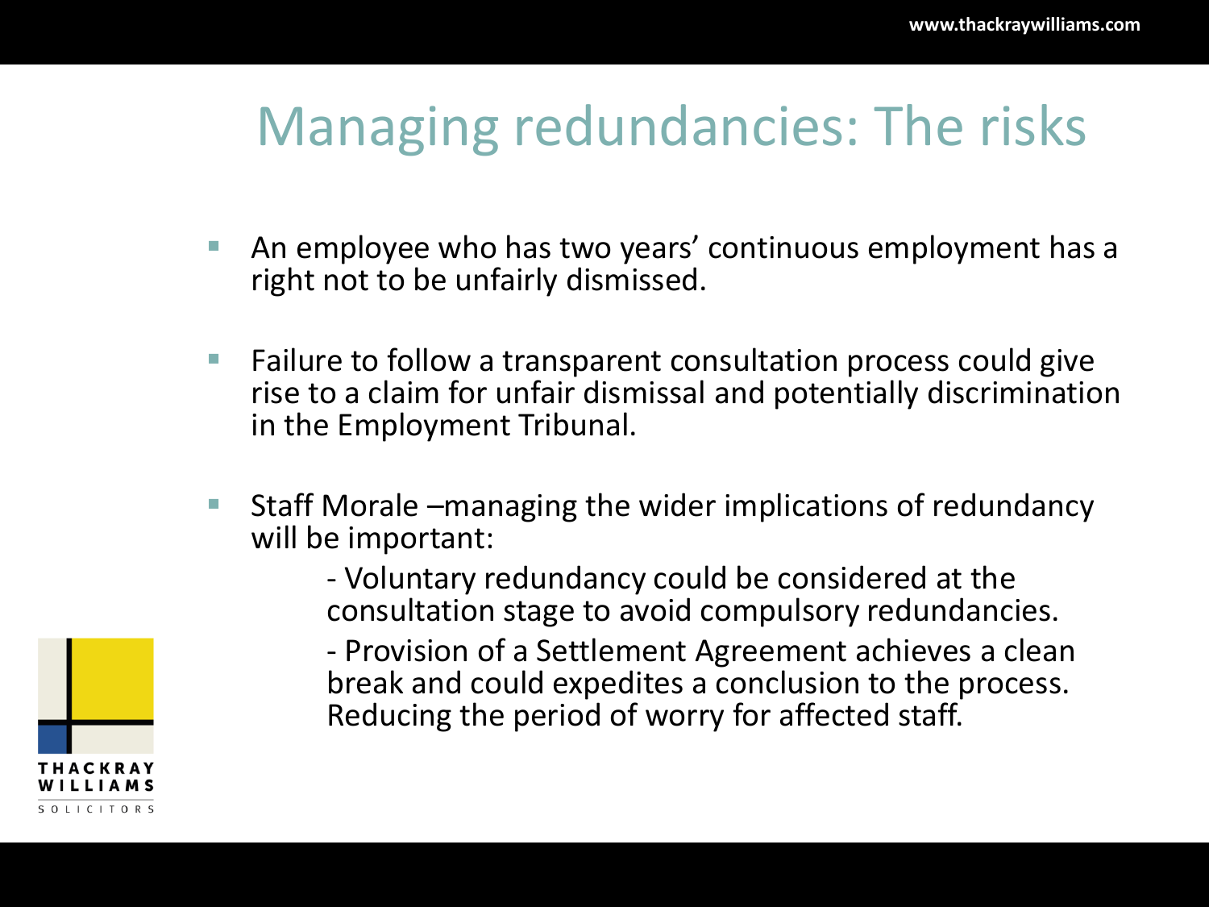# Managing redundancies: The risks

- An employee who has two years' continuous employment has a right not to be unfairly dismissed.

- Failure to follow a transparent consultation process could give rise to a claim for unfair dismissal and potentially discrimination in the Employment Tribunal.

- Staff Morale –managing the wider implications of redundancy will be important:

  - Voluntary redundancy could be considered at the consultation stage to avoid compulsory redundancies.

  - Provision of a Settlement Agreement achieves a clean break and could expedites a conclusion to the process. Reducing the period of worry for affected staff.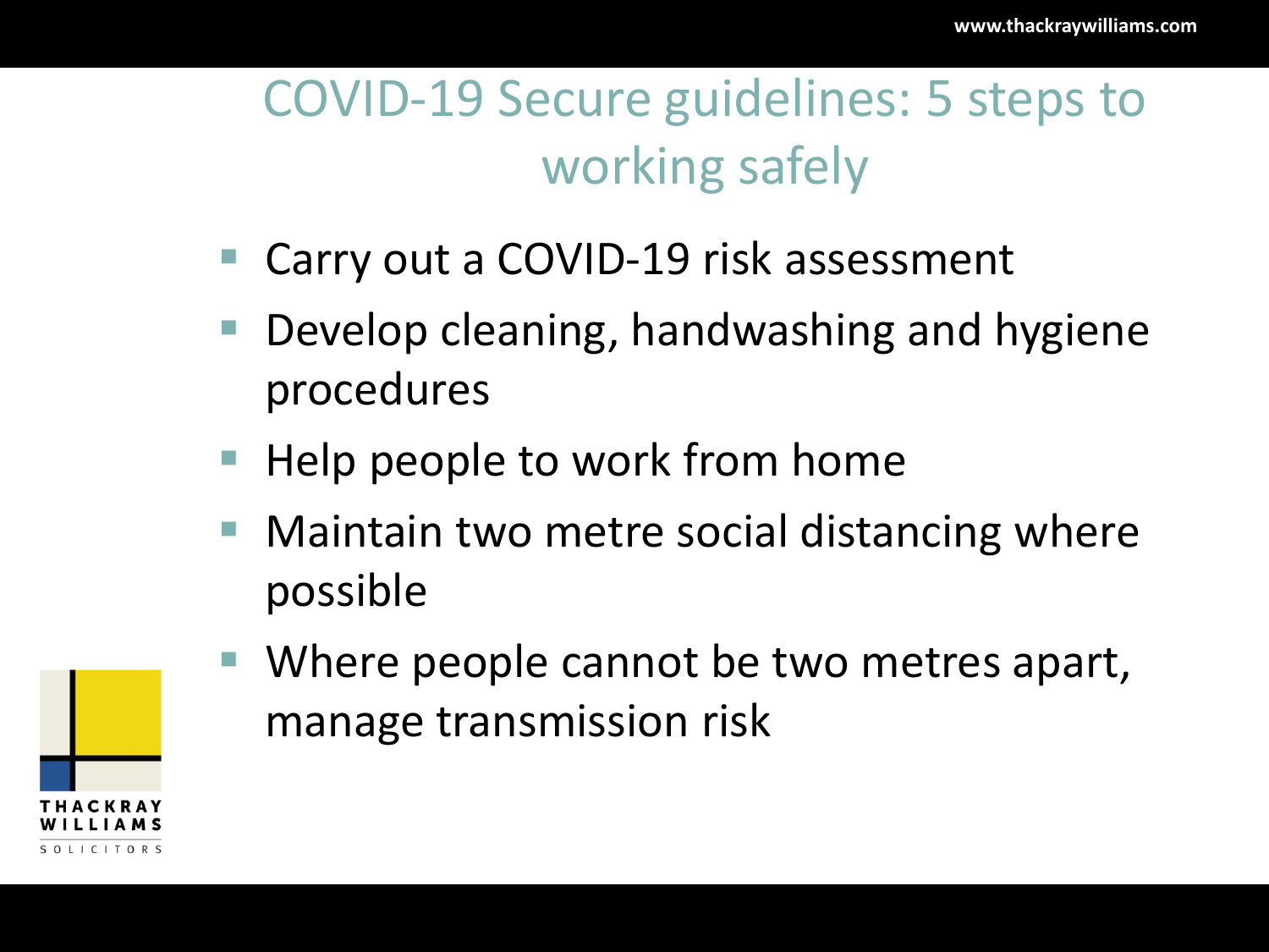# COVID-19 Secure guidelines: 5 steps to working safely

- Carry out a COVID-19 risk assessment
- Develop cleaning, handwashing and hygiene procedures
- Help people to work from home
- Maintain two metre social distancing where possible
- Where people cannot be two metres apart, manage transmission risk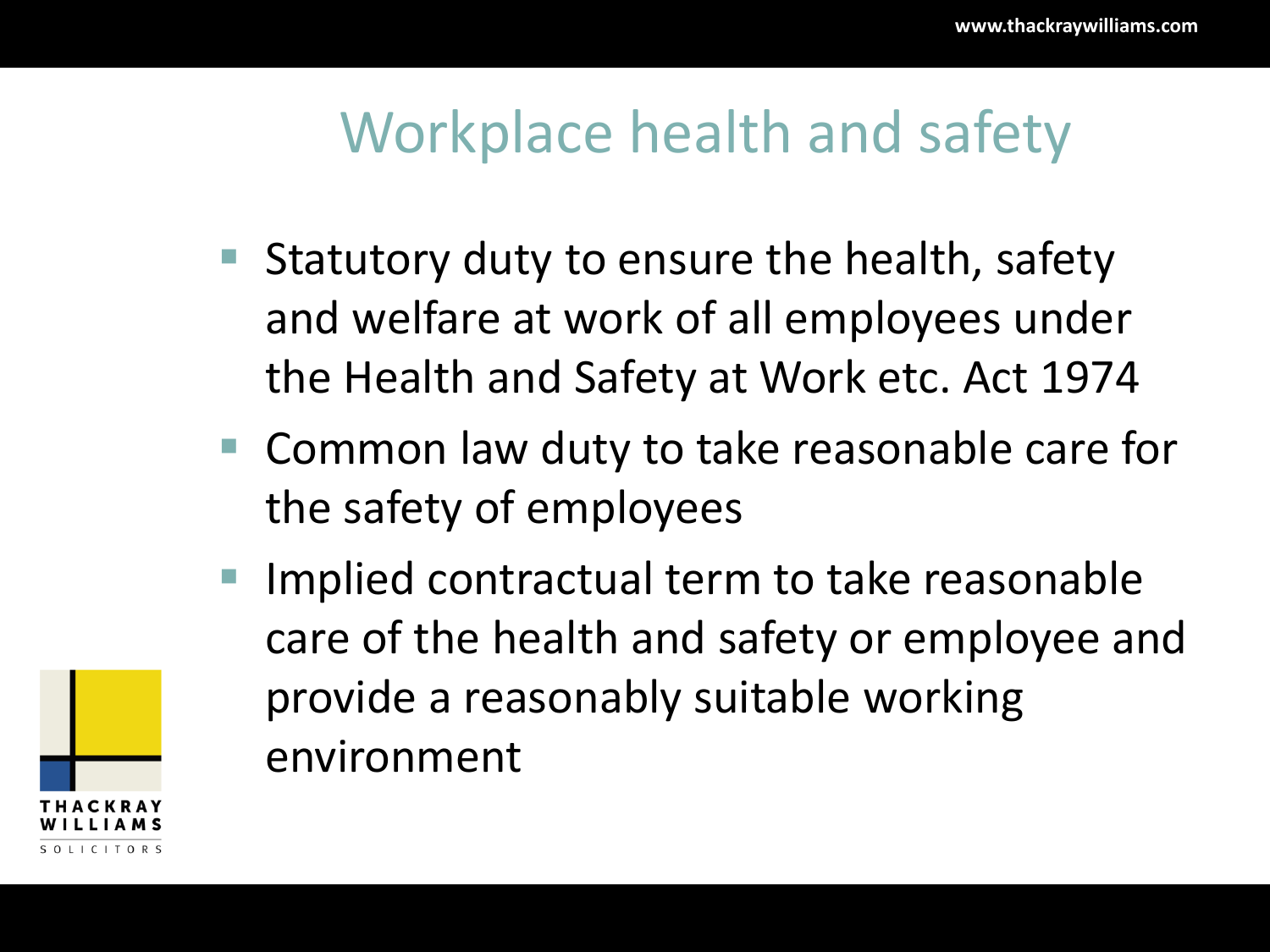# Workplace health and safety

- Statutory duty to ensure the health, safety and welfare at work of all employees under the Health and Safety at Work etc. Act 1974
- Common law duty to take reasonable care for the safety of employees
- Implied contractual term to take reasonable care of the health and safety or employee and provide a reasonably suitable working environment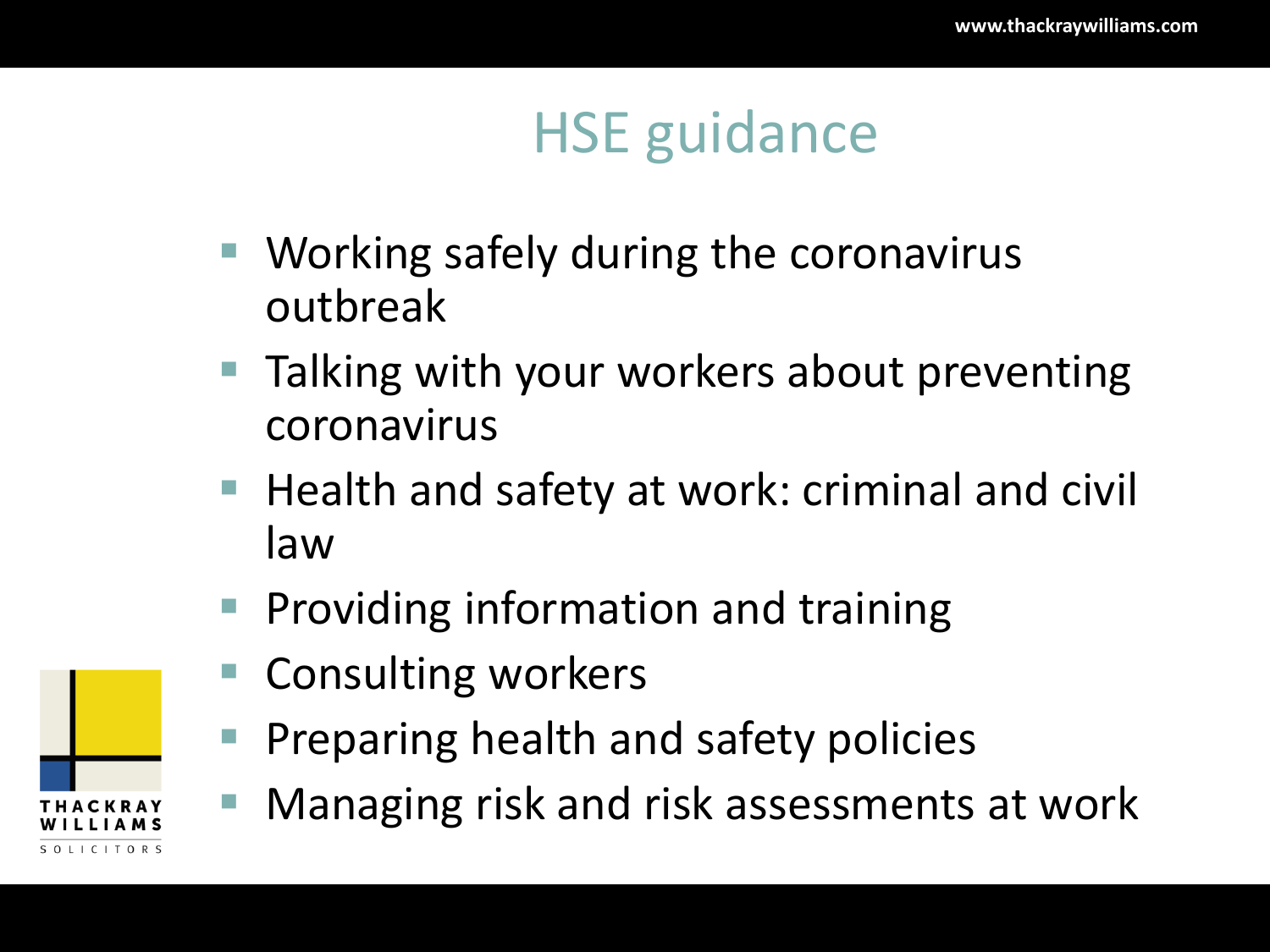# HSE guidance

- Working safely during the coronavirus outbreak
- Talking with your workers about preventing coronavirus
- Health and safety at work: criminal and civil law
- Providing information and training
- Consulting workers
- Preparing health and safety policies
- Managing risk and risk assessments at work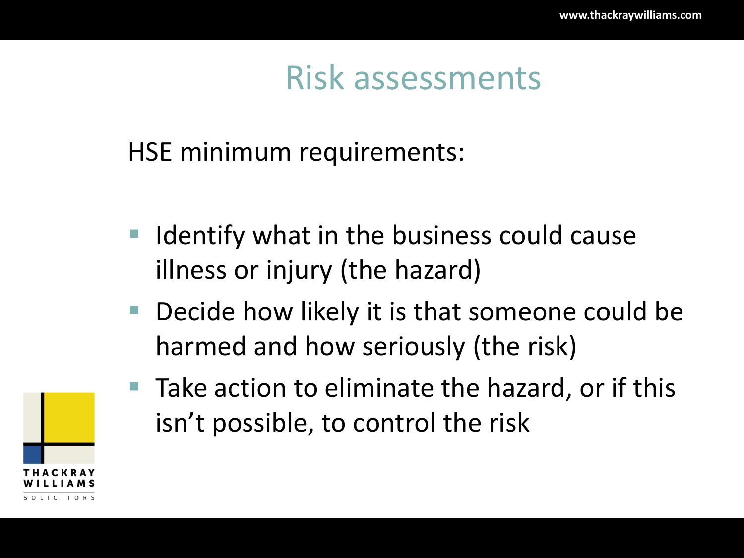# Risk assessments

HSE minimum requirements:

- Identify what in the business could cause illness or injury (the hazard)
- Decide how likely it is that someone could be harmed and how seriously (the risk)
- Take action to eliminate the hazard, or if this isn't possible, to control the risk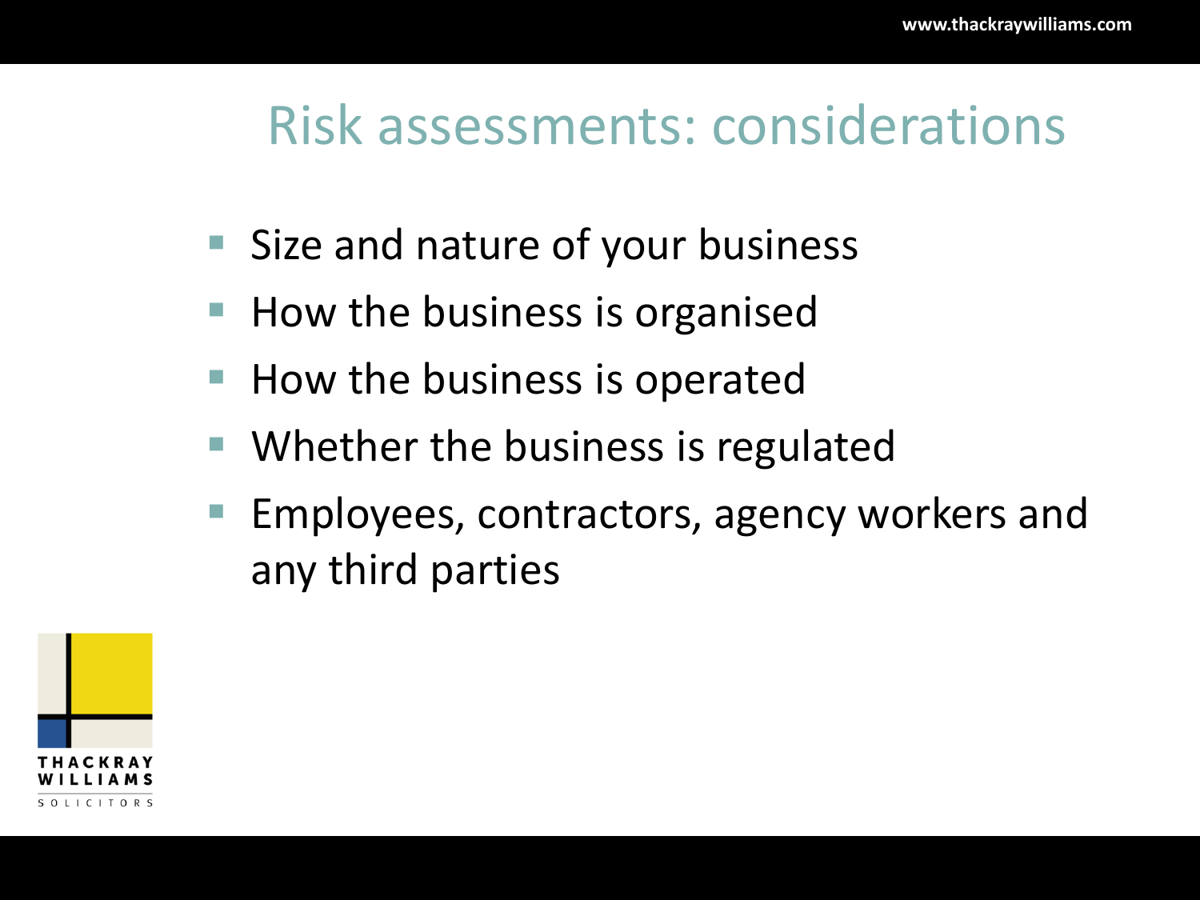# Risk assessments: considerations

- Size and nature of your business
- How the business is organised
- How the business is operated
- Whether the business is regulated
- Employees, contractors, agency workers and any third parties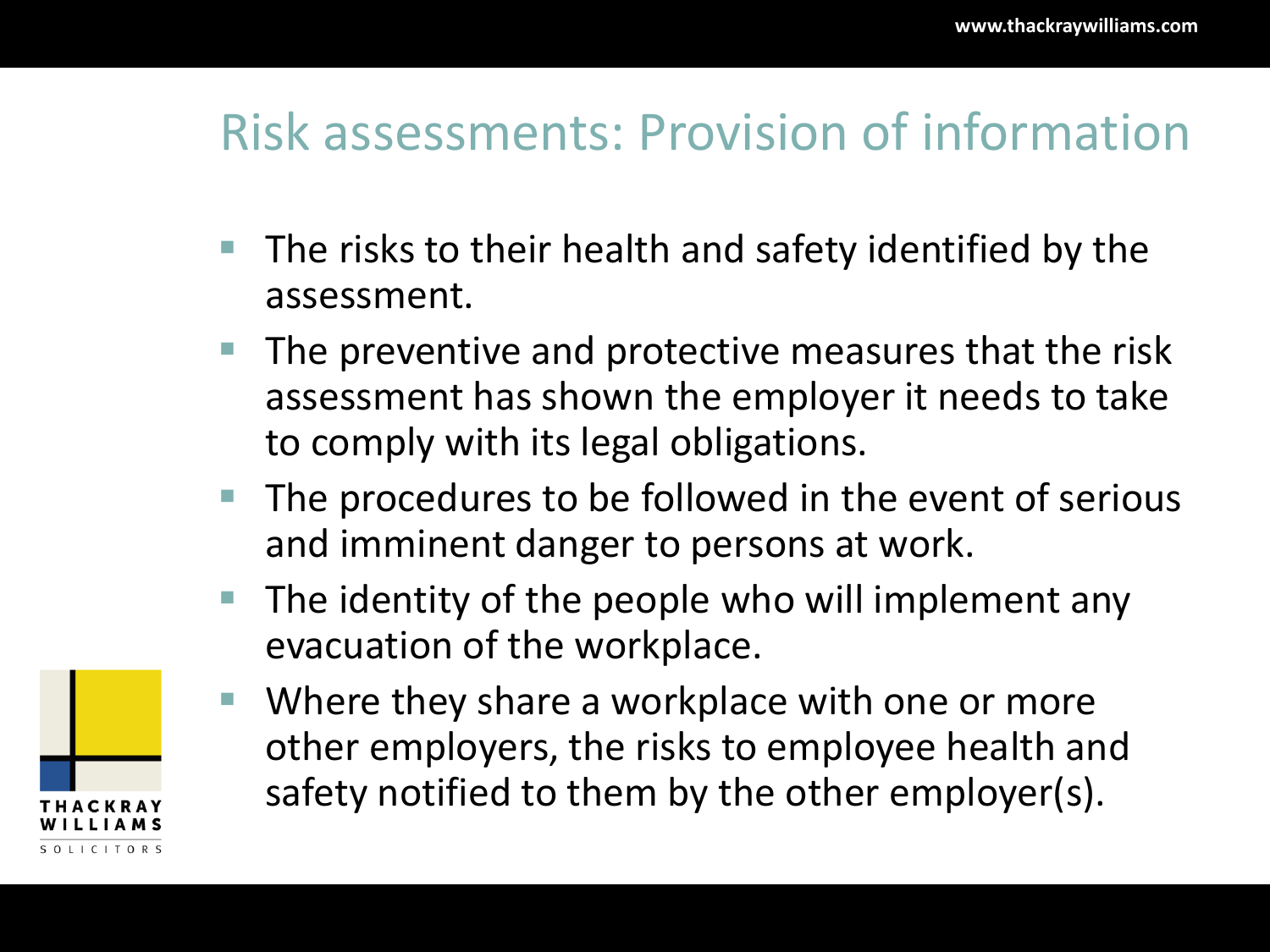# Risk assessments: Provision of information

- The risks to their health and safety identified by the assessment.
- The preventive and protective measures that the risk assessment has shown the employer it needs to take to comply with its legal obligations.
- The procedures to be followed in the event of serious and imminent danger to persons at work.
- The identity of the people who will implement any evacuation of the workplace.
- Where they share a workplace with one or more other employers, the risks to employee health and safety notified to them by the other employer(s).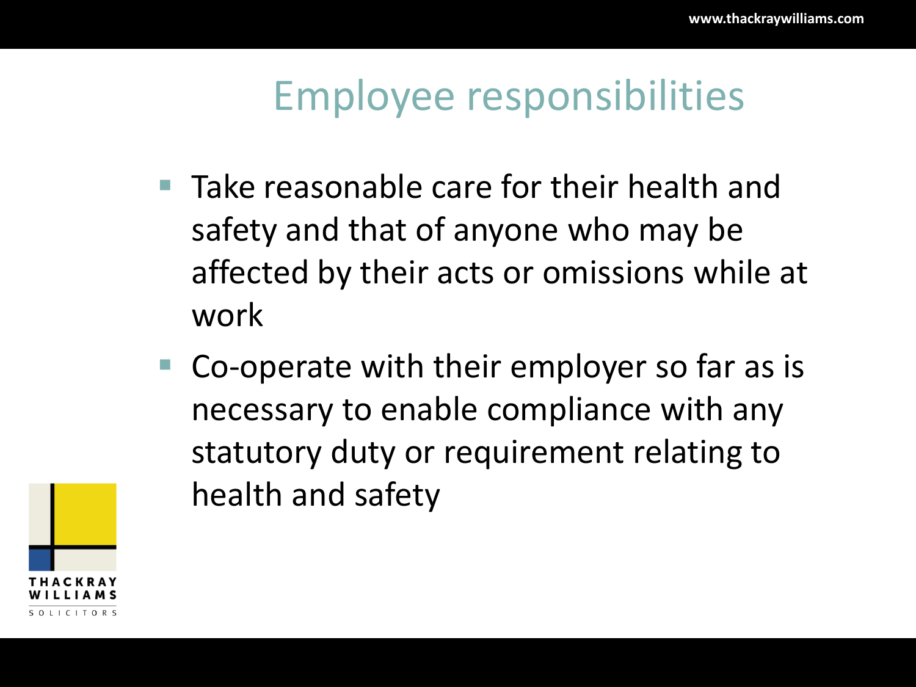# Employee responsibilities

- Take reasonable care for their health and safety and that of anyone who may be affected by their acts or omissions while at work
- Co-operate with their employer so far as is necessary to enable compliance with any statutory duty or requirement relating to health and safety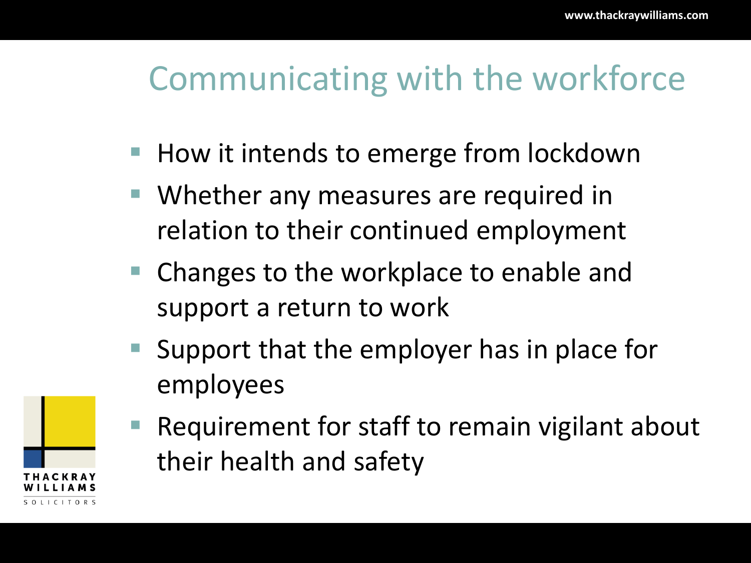# Communicating with the workforce

- How it intends to emerge from lockdown
- Whether any measures are required in relation to their continued employment
- Changes to the workplace to enable and support a return to work
- Support that the employer has in place for employees
- Requirement for staff to remain vigilant about their health and safety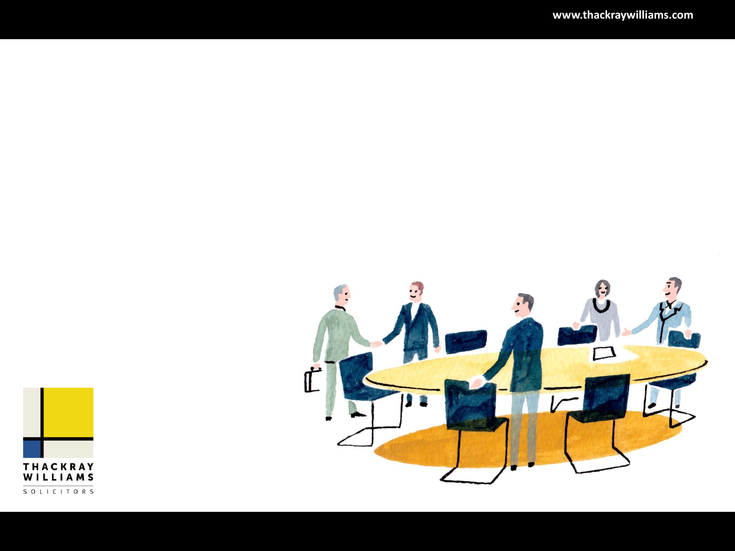www.thackraywilliams.com

THACKRAY WILLIAMS

SOLICITORS